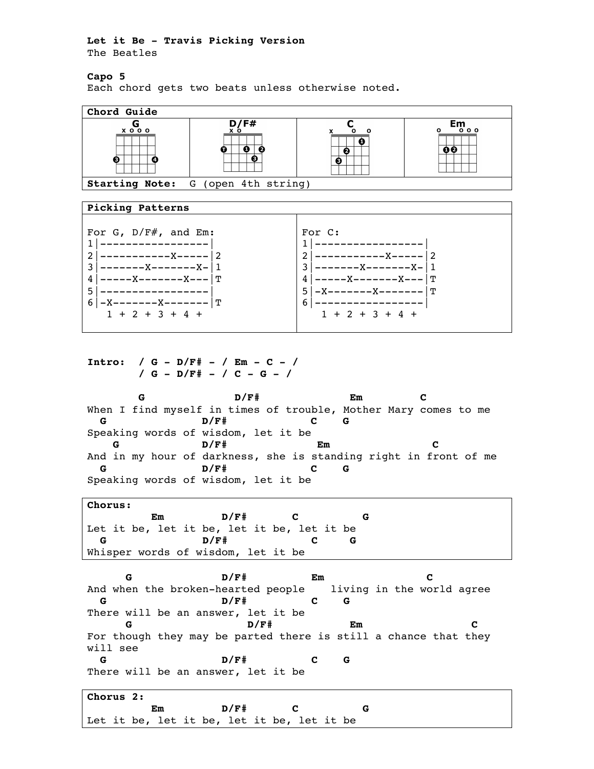**Let it Be - Travis Picking Version**
The Beatles

**Capo 5**
Each chord gets two beats unless otherwise noted.

| Chord Guide | | | |
|---|---|---|---|
| G | D/F# | C | Em |
| **Starting Note:** G (open 4th string) | | | |

**Picking Patterns**

```
For G, D/F#, and Em:
1|-----------------|
2|-----------X-----|2
3|-------X-------X-|1
4|-----X-------X---|T
5|-----------------|
6|-X-------X-------|T
   1 + 2 + 3 + 4 +
```

```
For C:
1|-----------------|
2|-----------X-----|2
3|-------X-------X-|1
4|-----X-------X---|T
5|-X-------X-------|T
6|-----------------|
   1 + 2 + 3 + 4 +
```

```
Intro:  / G - D/F# - / Em - C - /
        / G - D/F# - / C - G - /

        G              D/F#               Em         C
When I find myself in times of trouble, Mother Mary comes to me
  G               D/F#             C    G
Speaking words of wisdom, let it be
    G             D/F#              Em                 C
And in my hour of darkness, she is standing right in front of me
  G               D/F#             C    G
Speaking words of wisdom, let it be
```

```
Chorus:
          Em         D/F#       C          G
Let it be, let it be, let it be, let it be
  G               D/F#             C     G
Whisper words of wisdom, let it be
```

```
      G                D/F#           Em                 C
And when the broken-hearted people    living in the world agree
  G                  D/F#          C    G
There will be an answer, let it be
      G                   D/F#            Em                 C
For though they may be parted there is still a chance that they
will see
  G                  D/F#          C    G
There will be an answer, let it be
```

```
Chorus 2:
          Em         D/F#       C          G
Let it be, let it be, let it be, let it be
```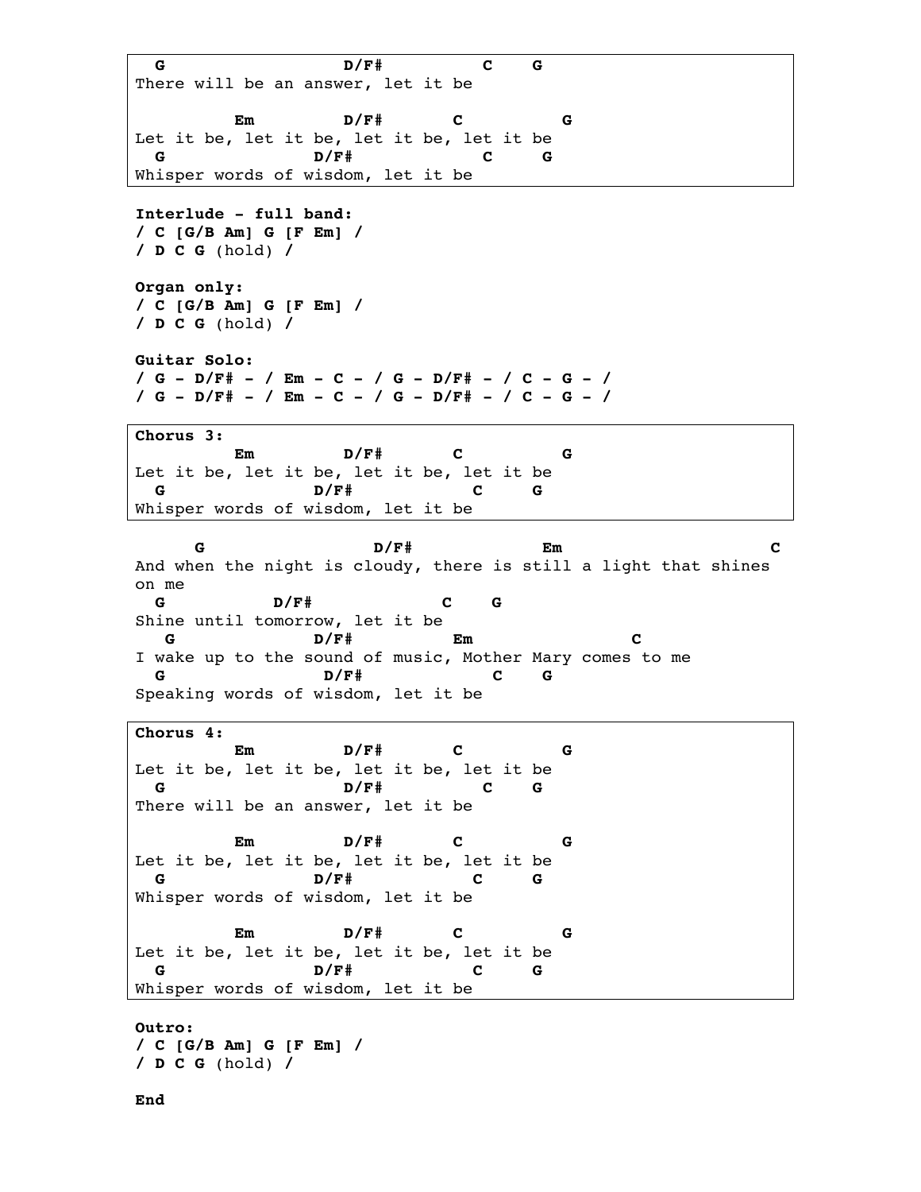```
  G                   D/F#          C    G
There will be an answer, let it be

          Em         D/F#       C          G
Let it be, let it be, let it be, let it be
  G               D/F#            C     G
Whisper words of wisdom, let it be
```

**Interlude - full band:**
**/ C [G/B Am] G [F Em] /**
**/ D C G** (hold) **/**

**Organ only:**
**/ C [G/B Am] G [F Em] /**
**/ D C G** (hold) **/**

**Guitar Solo:**
**/ G - D/F# - / Em - C - / G - D/F# - / C - G - /**
**/ G - D/F# - / Em - C - / G - D/F# - / C - G - /**

**Chorus 3:**

```
          Em         D/F#       C          G
Let it be, let it be, let it be, let it be
  G               D/F#           C     G
Whisper words of wisdom, let it be
```

```
      G                 D/F#              Em                     C
And when the night is cloudy, there is still a light that shines
on me
  G           D/F#              C    G
Shine until tomorrow, let it be
   G              D/F#          Em                 C
I wake up to the sound of music, Mother Mary comes to me
  G                 D/F#             C    G
Speaking words of wisdom, let it be
```

**Chorus 4:**

```
          Em         D/F#       C          G
Let it be, let it be, let it be, let it be
  G                   D/F#          C    G
There will be an answer, let it be

          Em         D/F#       C          G
Let it be, let it be, let it be, let it be
  G               D/F#           C     G
Whisper words of wisdom, let it be

          Em         D/F#       C          G
Let it be, let it be, let it be, let it be
  G               D/F#           C     G
Whisper words of wisdom, let it be
```

**Outro:**
**/ C [G/B Am] G [F Em] /**
**/ D C G** (hold) **/**

**End**